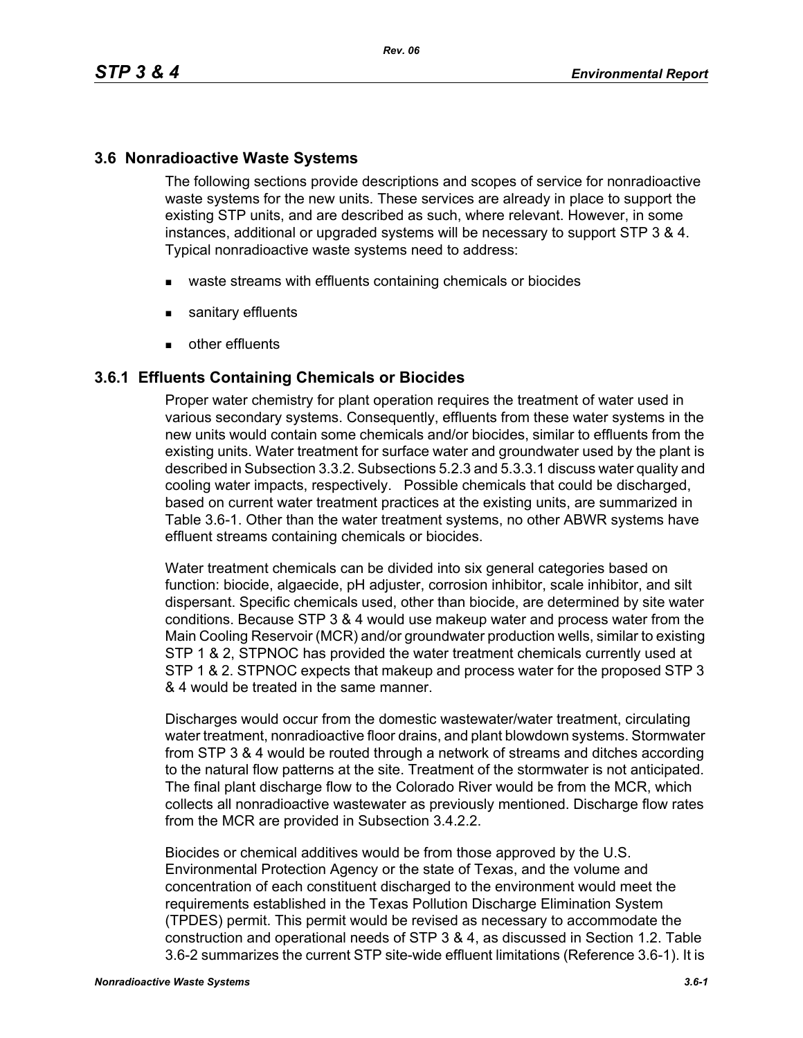## 3.6 Nonradioactive Waste Systems

The following sections provide descriptions and scopes of service for nonradioactive waste systems for the new units. These services are already in place to support the existing STP units, and are described as such, where relevant. However, in some instances, additional or upgraded systems will be necessary to support STP 3 & 4. Typical nonradioactive waste systems need to address:

- waste streams with effluents containing chemicals or biocides
- sanitary effluents
- other effluents

### 3.6.1 Effluents Containing Chemicals or Biocides

Proper water chemistry for plant operation requires the treatment of water used in various secondary systems. Consequently, effluents from these water systems in the new units would contain some chemicals and/or biocides, similar to effluents from the existing units. Water treatment for surface water and groundwater used by the plant is described in Subsection 3.3.2. Subsections 5.2.3 and 5.3.3.1 discuss water quality and cooling water impacts, respectively. Possible chemicals that could be discharged, based on current water treatment practices at the existing units, are summarized in Table 3.6-1. Other than the water treatment systems, no other ABWR systems have effluent streams containing chemicals or biocides.

Water treatment chemicals can be divided into six general categories based on function: biocide, algaecide, pH adjuster, corrosion inhibitor, scale inhibitor, and silt dispersant. Specific chemicals used, other than biocide, are determined by site water conditions. Because STP 3 & 4 would use makeup water and process water from the Main Cooling Reservoir (MCR) and/or groundwater production wells, similar to existing STP 1 & 2, STPNOC has provided the water treatment chemicals currently used at STP 1 & 2. STPNOC expects that makeup and process water for the proposed STP 3 & 4 would be treated in the same manner.

Discharges would occur from the domestic wastewater/water treatment, circulating water treatment, nonradioactive floor drains, and plant blowdown systems. Stormwater from STP 3 & 4 would be routed through a network of streams and ditches according to the natural flow patterns at the site. Treatment of the stormwater is not anticipated. The final plant discharge flow to the Colorado River would be from the MCR, which collects all nonradioactive wastewater as previously mentioned. Discharge flow rates from the MCR are provided in Subsection 3.4.2.2.

Biocides or chemical additives would be from those approved by the U.S. Environmental Protection Agency or the state of Texas, and the volume and concentration of each constituent discharged to the environment would meet the requirements established in the Texas Pollution Discharge Elimination System (TPDES) permit. This permit would be revised as necessary to accommodate the construction and operational needs of STP 3 & 4, as discussed in Section 1.2. Table 3.6-2 summarizes the current STP site-wide effluent limitations (Reference 3.6-1). It is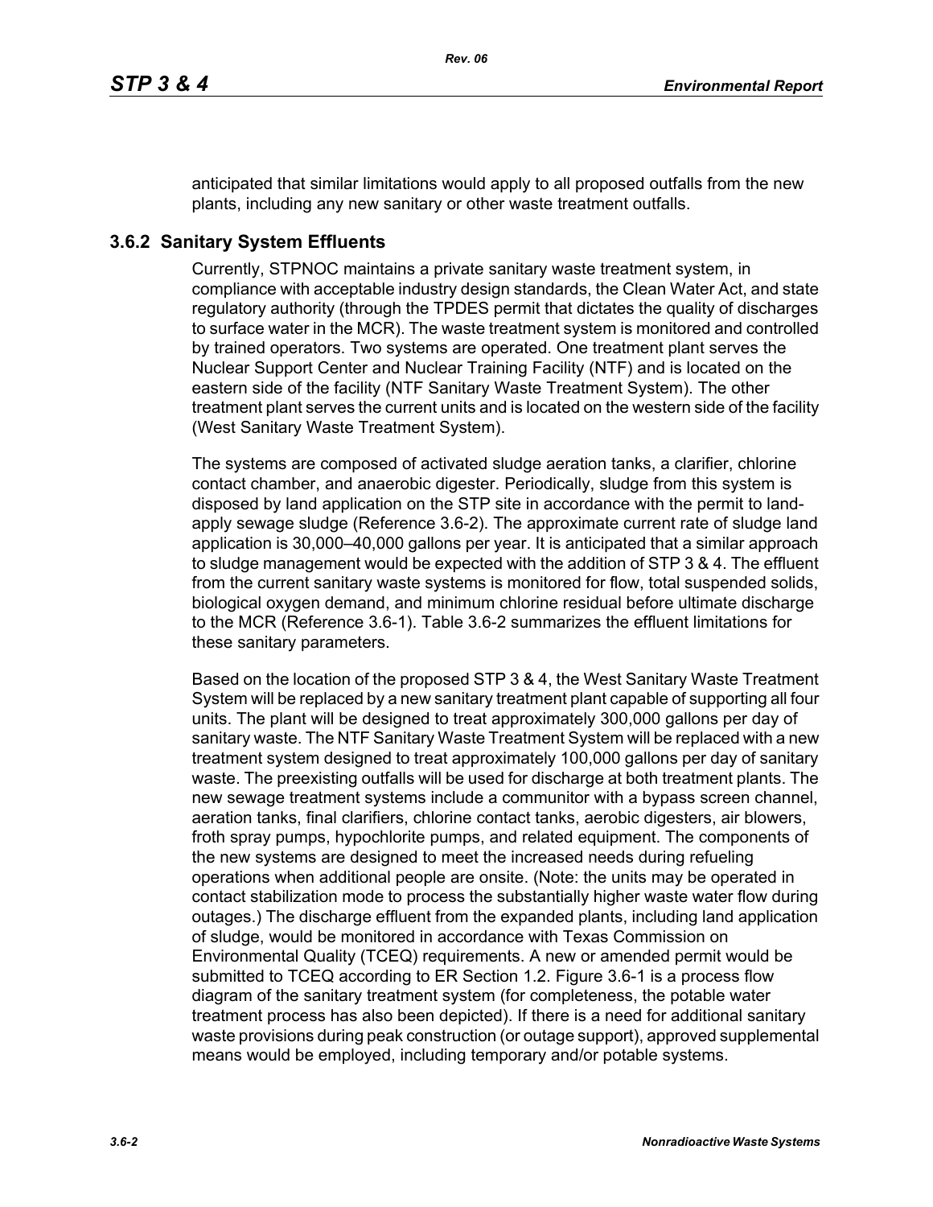anticipated that similar limitations would apply to all proposed outfalls from the new plants, including any new sanitary or other waste treatment outfalls.

### 3.6.2 Sanitary System Effluents

Currently, STPNOC maintains a private sanitary waste treatment system, in compliance with acceptable industry design standards, the Clean Water Act, and state regulatory authority (through the TPDES permit that dictates the quality of discharges to surface water in the MCR). The waste treatment system is monitored and controlled by trained operators. Two systems are operated. One treatment plant serves the Nuclear Support Center and Nuclear Training Facility (NTF) and is located on the eastern side of the facility (NTF Sanitary Waste Treatment System). The other treatment plant serves the current units and is located on the western side of the facility (West Sanitary Waste Treatment System).

The systems are composed of activated sludge aeration tanks, a clarifier, chlorine contact chamber, and anaerobic digester. Periodically, sludge from this system is disposed by land application on the STP site in accordance with the permit to land-apply sewage sludge (Reference 3.6-2). The approximate current rate of sludge land application is 30,000–40,000 gallons per year. It is anticipated that a similar approach to sludge management would be expected with the addition of STP 3 & 4. The effluent from the current sanitary waste systems is monitored for flow, total suspended solids, biological oxygen demand, and minimum chlorine residual before ultimate discharge to the MCR (Reference 3.6-1). Table 3.6-2 summarizes the effluent limitations for these sanitary parameters.

Based on the location of the proposed STP 3 & 4, the West Sanitary Waste Treatment System will be replaced by a new sanitary treatment plant capable of supporting all four units. The plant will be designed to treat approximately 300,000 gallons per day of sanitary waste. The NTF Sanitary Waste Treatment System will be replaced with a new treatment system designed to treat approximately 100,000 gallons per day of sanitary waste. The preexisting outfalls will be used for discharge at both treatment plants. The new sewage treatment systems include a communitor with a bypass screen channel, aeration tanks, final clarifiers, chlorine contact tanks, aerobic digesters, air blowers, froth spray pumps, hypochlorite pumps, and related equipment. The components of the new systems are designed to meet the increased needs during refueling operations when additional people are onsite. (Note: the units may be operated in contact stabilization mode to process the substantially higher waste water flow during outages.) The discharge effluent from the expanded plants, including land application of sludge, would be monitored in accordance with Texas Commission on Environmental Quality (TCEQ) requirements. A new or amended permit would be submitted to TCEQ according to ER Section 1.2. Figure 3.6-1 is a process flow diagram of the sanitary treatment system (for completeness, the potable water treatment process has also been depicted). If there is a need for additional sanitary waste provisions during peak construction (or outage support), approved supplemental means would be employed, including temporary and/or potable systems.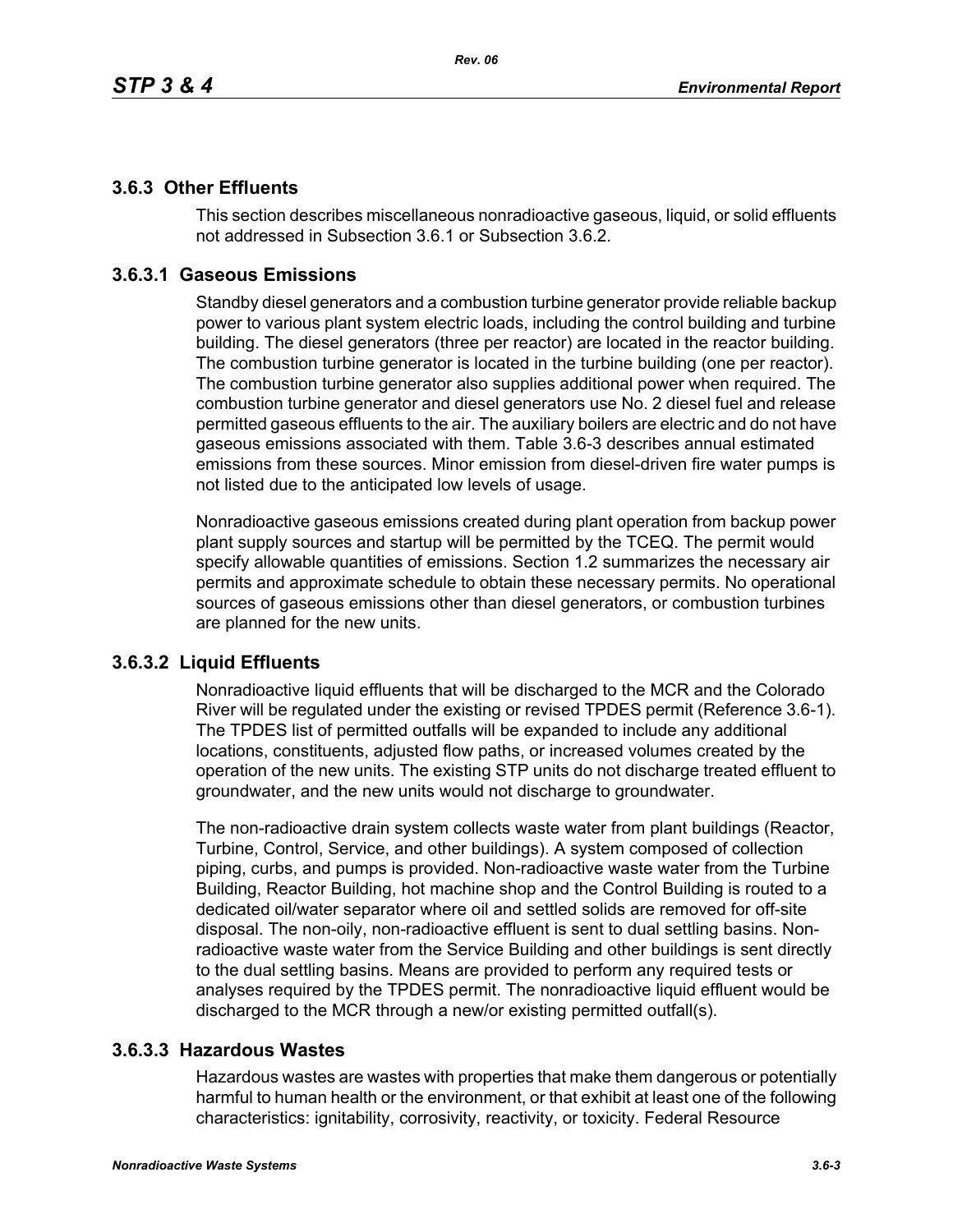### 3.6.3 Other Effluents

This section describes miscellaneous nonradioactive gaseous, liquid, or solid effluents not addressed in Subsection 3.6.1 or Subsection 3.6.2.

### 3.6.3.1 Gaseous Emissions

Standby diesel generators and a combustion turbine generator provide reliable backup power to various plant system electric loads, including the control building and turbine building. The diesel generators (three per reactor) are located in the reactor building. The combustion turbine generator is located in the turbine building (one per reactor). The combustion turbine generator also supplies additional power when required. The combustion turbine generator and diesel generators use No. 2 diesel fuel and release permitted gaseous effluents to the air. The auxiliary boilers are electric and do not have gaseous emissions associated with them. Table 3.6-3 describes annual estimated emissions from these sources. Minor emission from diesel-driven fire water pumps is not listed due to the anticipated low levels of usage.

Nonradioactive gaseous emissions created during plant operation from backup power plant supply sources and startup will be permitted by the TCEQ. The permit would specify allowable quantities of emissions. Section 1.2 summarizes the necessary air permits and approximate schedule to obtain these necessary permits. No operational sources of gaseous emissions other than diesel generators, or combustion turbines are planned for the new units.

### 3.6.3.2 Liquid Effluents

Nonradioactive liquid effluents that will be discharged to the MCR and the Colorado River will be regulated under the existing or revised TPDES permit (Reference 3.6-1). The TPDES list of permitted outfalls will be expanded to include any additional locations, constituents, adjusted flow paths, or increased volumes created by the operation of the new units. The existing STP units do not discharge treated effluent to groundwater, and the new units would not discharge to groundwater.

The non-radioactive drain system collects waste water from plant buildings (Reactor, Turbine, Control, Service, and other buildings). A system composed of collection piping, curbs, and pumps is provided. Non-radioactive waste water from the Turbine Building, Reactor Building, hot machine shop and the Control Building is routed to a dedicated oil/water separator where oil and settled solids are removed for off-site disposal. The non-oily, non-radioactive effluent is sent to dual settling basins. Non-radioactive waste water from the Service Building and other buildings is sent directly to the dual settling basins. Means are provided to perform any required tests or analyses required by the TPDES permit. The nonradioactive liquid effluent would be discharged to the MCR through a new/or existing permitted outfall(s).

### 3.6.3.3 Hazardous Wastes

Hazardous wastes are wastes with properties that make them dangerous or potentially harmful to human health or the environment, or that exhibit at least one of the following characteristics: ignitability, corrosivity, reactivity, or toxicity. Federal Resource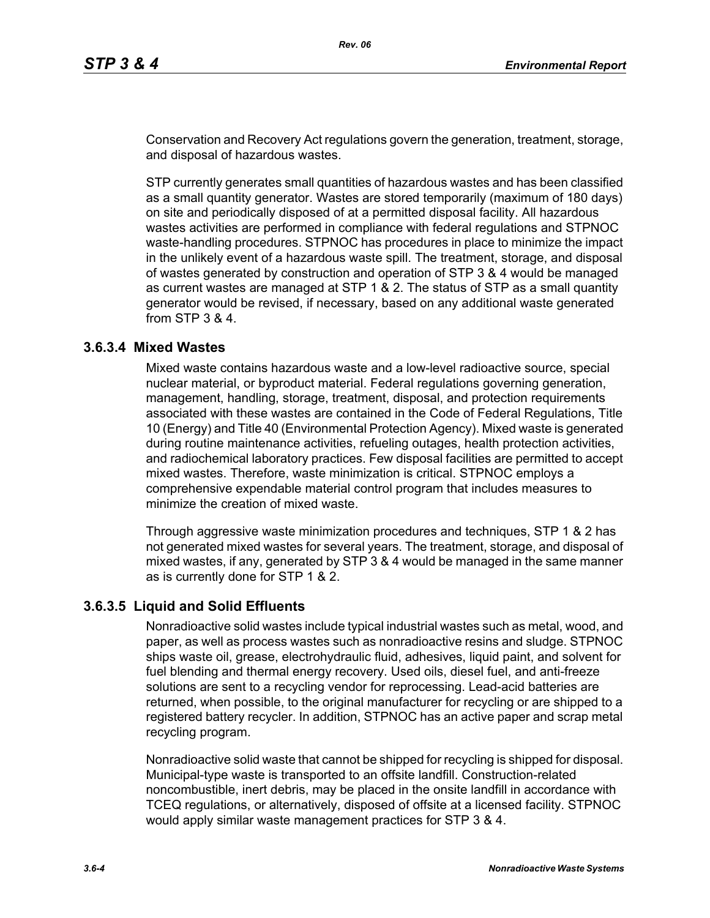Conservation and Recovery Act regulations govern the generation, treatment, storage, and disposal of hazardous wastes.

STP currently generates small quantities of hazardous wastes and has been classified as a small quantity generator. Wastes are stored temporarily (maximum of 180 days) on site and periodically disposed of at a permitted disposal facility. All hazardous wastes activities are performed in compliance with federal regulations and STPNOC waste-handling procedures. STPNOC has procedures in place to minimize the impact in the unlikely event of a hazardous waste spill. The treatment, storage, and disposal of wastes generated by construction and operation of STP 3 & 4 would be managed as current wastes are managed at STP 1 & 2. The status of STP as a small quantity generator would be revised, if necessary, based on any additional waste generated from STP 3 & 4.

### 3.6.3.4 Mixed Wastes

Mixed waste contains hazardous waste and a low-level radioactive source, special nuclear material, or byproduct material. Federal regulations governing generation, management, handling, storage, treatment, disposal, and protection requirements associated with these wastes are contained in the Code of Federal Regulations, Title 10 (Energy) and Title 40 (Environmental Protection Agency). Mixed waste is generated during routine maintenance activities, refueling outages, health protection activities, and radiochemical laboratory practices. Few disposal facilities are permitted to accept mixed wastes. Therefore, waste minimization is critical. STPNOC employs a comprehensive expendable material control program that includes measures to minimize the creation of mixed waste.

Through aggressive waste minimization procedures and techniques, STP 1 & 2 has not generated mixed wastes for several years. The treatment, storage, and disposal of mixed wastes, if any, generated by STP 3 & 4 would be managed in the same manner as is currently done for STP 1 & 2.

### 3.6.3.5 Liquid and Solid Effluents

Nonradioactive solid wastes include typical industrial wastes such as metal, wood, and paper, as well as process wastes such as nonradioactive resins and sludge. STPNOC ships waste oil, grease, electrohydraulic fluid, adhesives, liquid paint, and solvent for fuel blending and thermal energy recovery. Used oils, diesel fuel, and anti-freeze solutions are sent to a recycling vendor for reprocessing. Lead-acid batteries are returned, when possible, to the original manufacturer for recycling or are shipped to a registered battery recycler. In addition, STPNOC has an active paper and scrap metal recycling program.

Nonradioactive solid waste that cannot be shipped for recycling is shipped for disposal. Municipal-type waste is transported to an offsite landfill. Construction-related noncombustible, inert debris, may be placed in the onsite landfill in accordance with TCEQ regulations, or alternatively, disposed of offsite at a licensed facility. STPNOC would apply similar waste management practices for STP 3 & 4.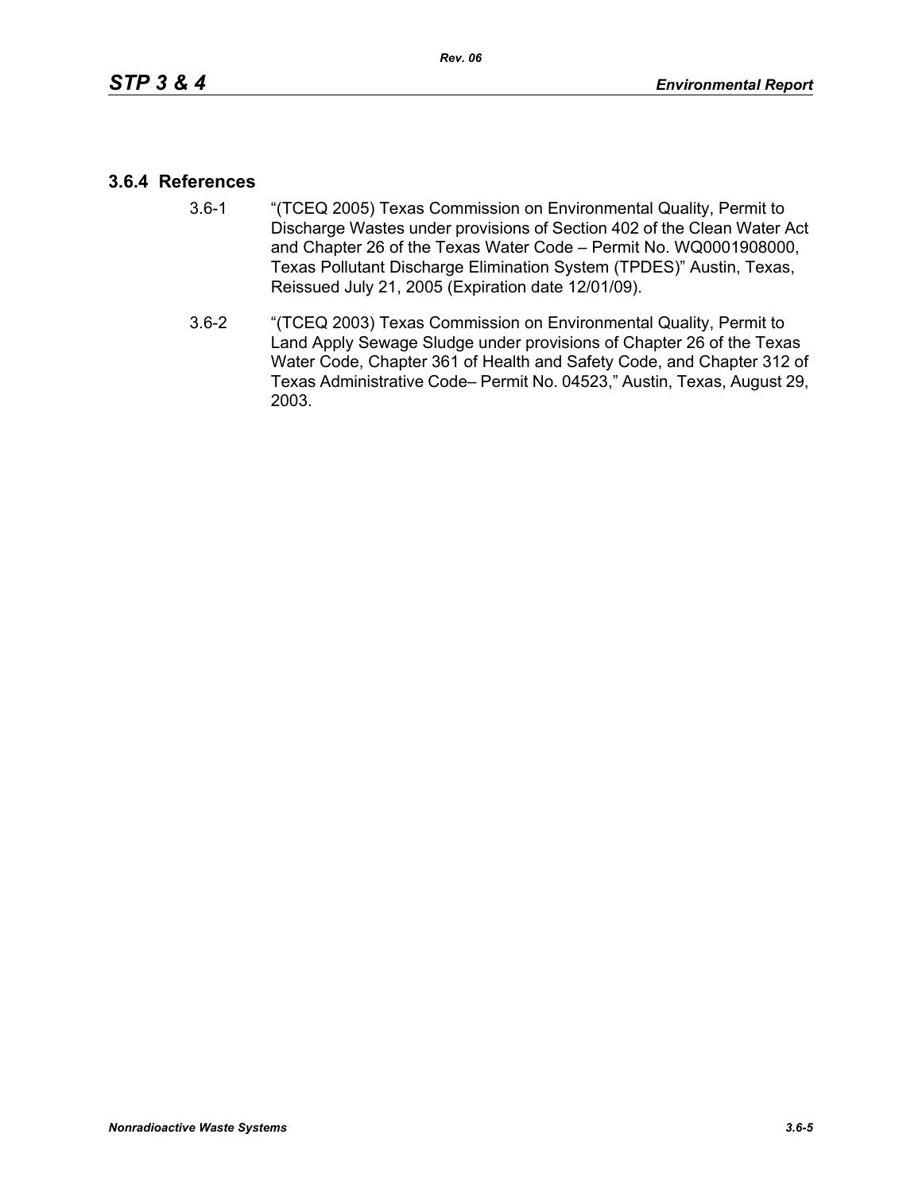### 3.6.4 References

3.6-1 "(TCEQ 2005) Texas Commission on Environmental Quality, Permit to Discharge Wastes under provisions of Section 402 of the Clean Water Act and Chapter 26 of the Texas Water Code – Permit No. WQ0001908000, Texas Pollutant Discharge Elimination System (TPDES)" Austin, Texas, Reissued July 21, 2005 (Expiration date 12/01/09).

3.6-2 "(TCEQ 2003) Texas Commission on Environmental Quality, Permit to Land Apply Sewage Sludge under provisions of Chapter 26 of the Texas Water Code, Chapter 361 of Health and Safety Code, and Chapter 312 of Texas Administrative Code– Permit No. 04523," Austin, Texas, August 29, 2003.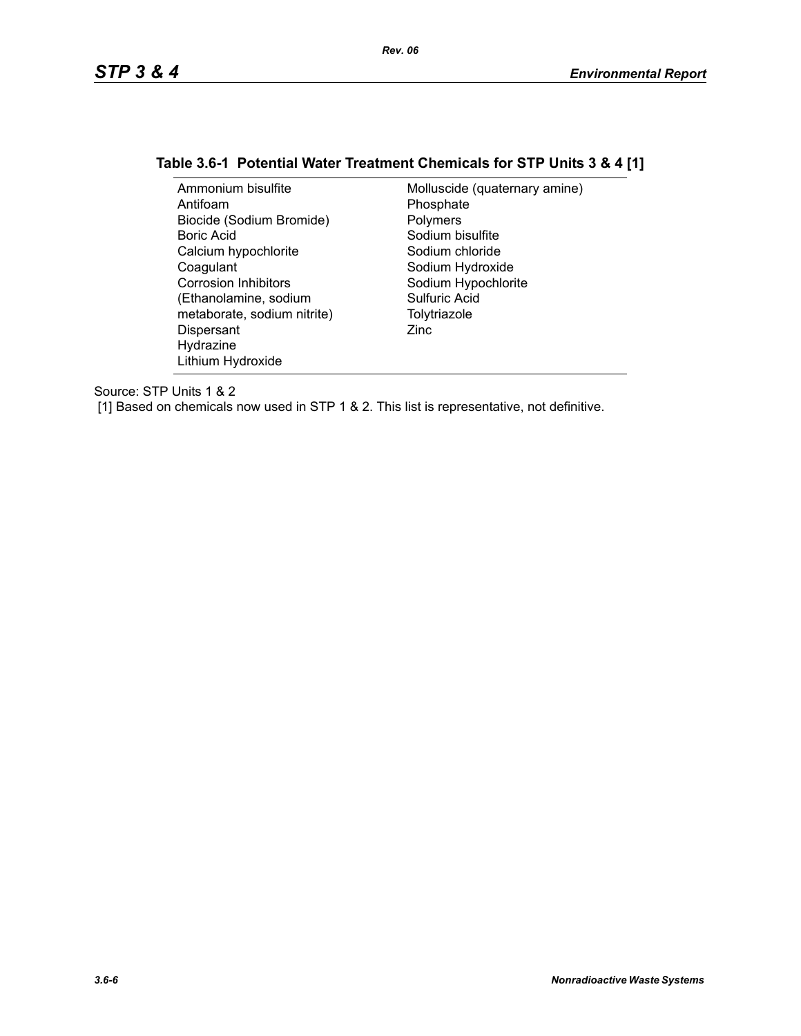**Table 3.6-1 Potential Water Treatment Chemicals for STP Units 3 & 4 [1]**

| | |
|---|---|
| Ammonium bisulfite | Molluscide (quaternary amine) |
| Antifoam | Phosphate |
| Biocide (Sodium Bromide) | Polymers |
| Boric Acid | Sodium bisulfite |
| Calcium hypochlorite | Sodium chloride |
| Coagulant | Sodium Hydroxide |
| Corrosion Inhibitors (Ethanolamine, sodium metaborate, sodium nitrite) | Sodium Hypochlorite |
| Dispersant | Sulfuric Acid |
| Hydrazine | Tolytriazole |
| Lithium Hydroxide | Zinc |

Source: STP Units 1 & 2

[1] Based on chemicals now used in STP 1 & 2. This list is representative, not definitive.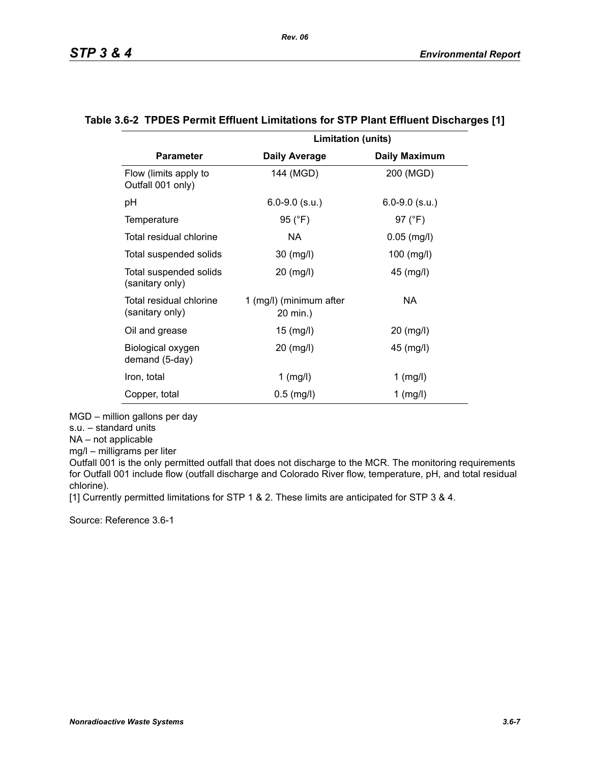### Table 3.6-2 TPDES Permit Effluent Limitations for STP Plant Effluent Discharges [1]

| | Limitation (units) | |
|---|---|---|
| **Parameter** | **Daily Average** | **Daily Maximum** |
| Flow (limits apply to Outfall 001 only) | 144 (MGD) | 200 (MGD) |
| pH | 6.0-9.0 (s.u.) | 6.0-9.0 (s.u.) |
| Temperature | 95 (°F) | 97 (°F) |
| Total residual chlorine | NA | 0.05 (mg/l) |
| Total suspended solids | 30 (mg/l) | 100 (mg/l) |
| Total suspended solids (sanitary only) | 20 (mg/l) | 45 (mg/l) |
| Total residual chlorine (sanitary only) | 1 (mg/l) (minimum after 20 min.) | NA |
| Oil and grease | 15 (mg/l) | 20 (mg/l) |
| Biological oxygen demand (5-day) | 20 (mg/l) | 45 (mg/l) |
| Iron, total | 1 (mg/l) | 1 (mg/l) |
| Copper, total | 0.5 (mg/l) | 1 (mg/l) |

MGD – million gallons per day
s.u. – standard units
NA – not applicable
mg/l – milligrams per liter
Outfall 001 is the only permitted outfall that does not discharge to the MCR. The monitoring requirements for Outfall 001 include flow (outfall discharge and Colorado River flow, temperature, pH, and total residual chlorine).
[1] Currently permitted limitations for STP 1 & 2. These limits are anticipated for STP 3 & 4.

Source: Reference 3.6-1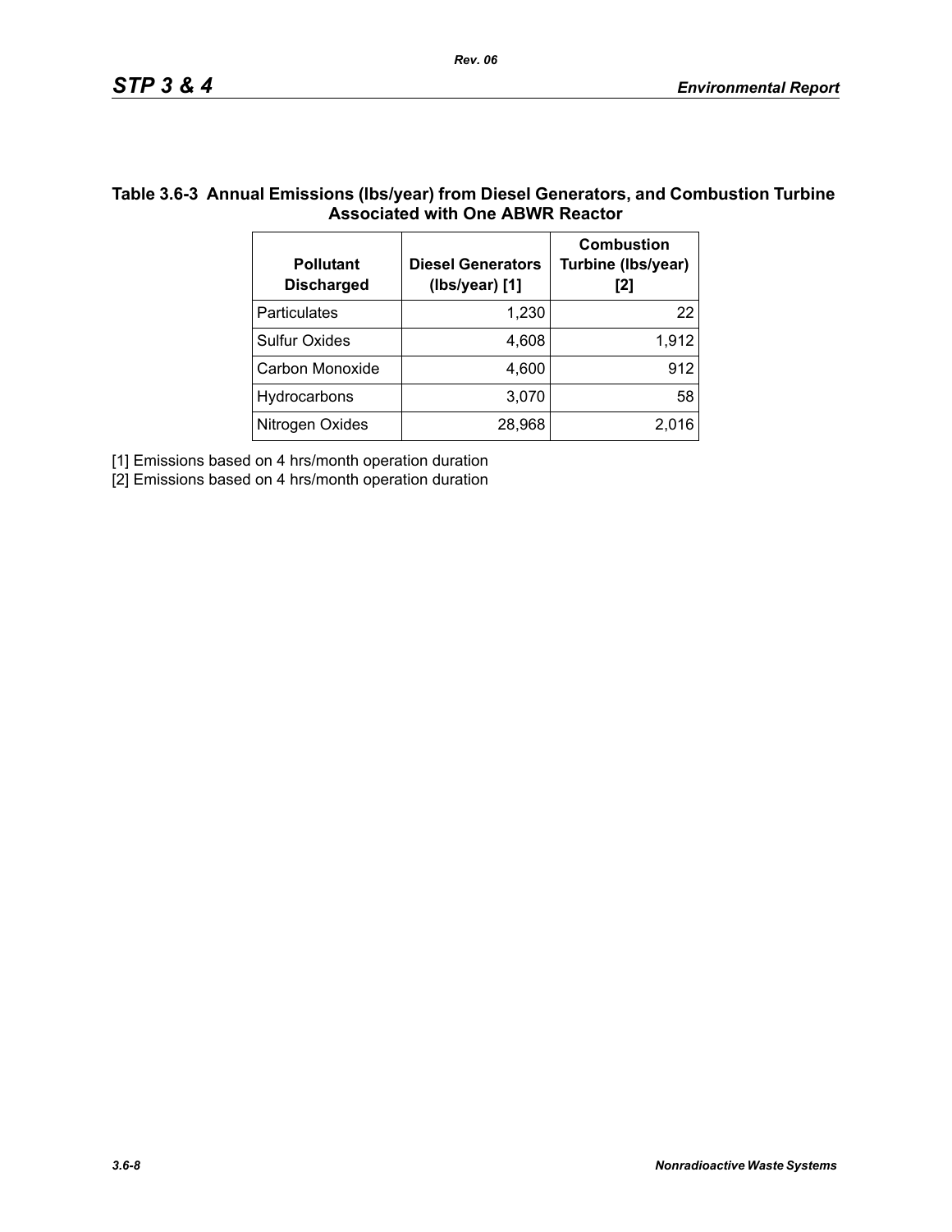**Table 3.6-3 Annual Emissions (lbs/year) from Diesel Generators, and Combustion Turbine Associated with One ABWR Reactor**

| Pollutant Discharged | Diesel Generators (lbs/year) [1] | Combustion Turbine (lbs/year) [2] |
|---|---|---|
| Particulates | 1,230 | 22 |
| Sulfur Oxides | 4,608 | 1,912 |
| Carbon Monoxide | 4,600 | 912 |
| Hydrocarbons | 3,070 | 58 |
| Nitrogen Oxides | 28,968 | 2,016 |

[1] Emissions based on 4 hrs/month operation duration

[2] Emissions based on 4 hrs/month operation duration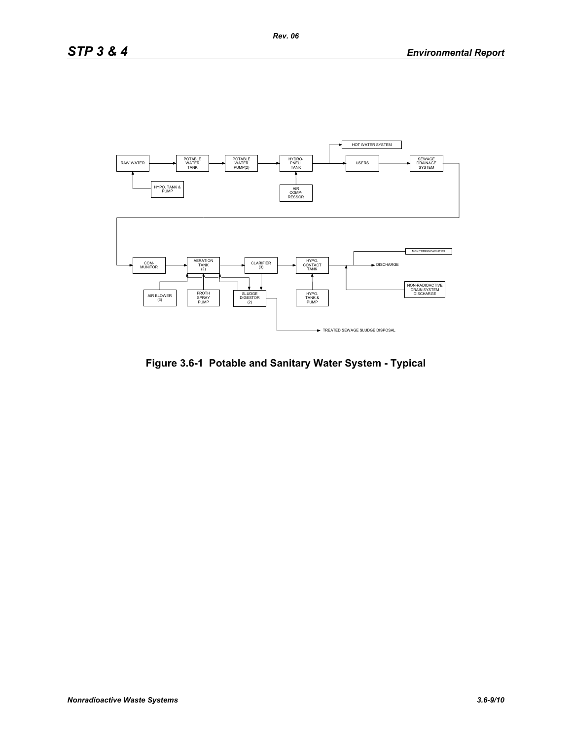RAW WATER

POTABLE WATER TANK

POTABLE WATER PUMP(2)

HYDRO-PNEU. TANK

HOT WATER SYSTEM

USERS

SEWAGE DRAINAGE SYSTEM

HYPO. TANK & PUMP

AIR COMP-RESSOR

COM-MUNITOR

AERATION TANK (2)

CLARIFIER (3)

HYPO. CONTACT TANK

MONITORING FACILITIES

DISCHARGE

NON-RADIOACTIVE DRAIN SYSTEM DISCHARGE

AIR BLOWER (3)

FROTH SPRAY PUMP

SLUDGE DIGESTOR (2)

HYPO. TANK & PUMP

TREATED SEWAGE SLUDGE DISPOSAL

**Figure 3.6-1 Potable and Sanitary Water System - Typical**